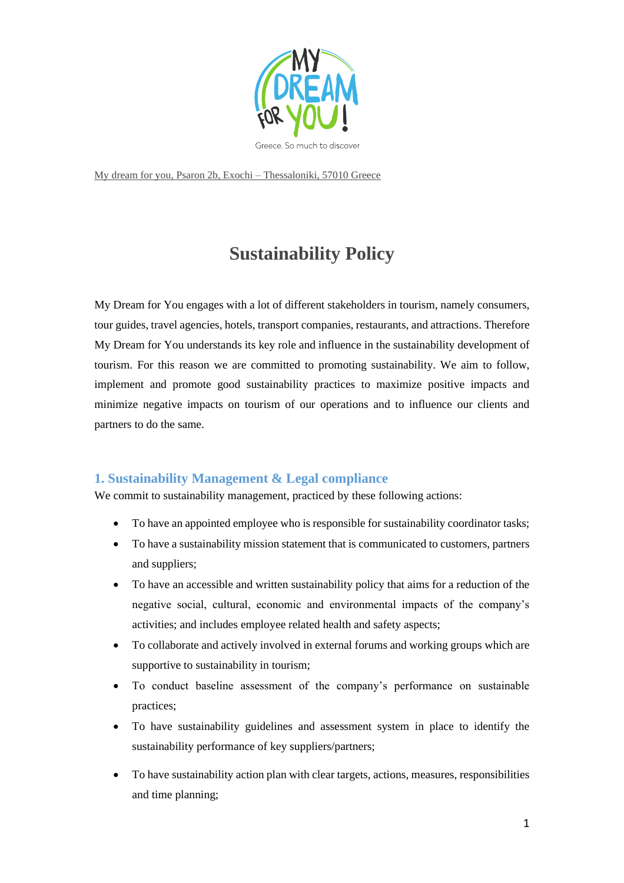My dream for you, Psaron 2b, Exochi – Thessaloniki, 57010 Greece

# Sustainability Policy

My Dream for You engages with a lot of different stakeholders in tourism, namely consumers, tour guides, travel agencies, hotels, transport companies, restaurants, and attractions. Therefore My Dream for You understands its key role and influence in the sustainability development of tourism. For this reason we are committed to promoting sustainability. We aim to follow, implement and promote good sustainability practices to maximize positive impacts and minimize negative impacts on tourism of our operations and to influence our clients and partners to do the same.

## 1. Sustainability Management & Legal compliance

We commit to sustainability management, practiced by these following actions:

- To have an appointed employee who is responsible for sustainability coordinator tasks;
- To have a sustainability mission statement that is communicated to customers, partners and suppliers;
- To have an accessible and written sustainability policy that aims for a reduction of the negative social, cultural, economic and environmental impacts of the company's activities; and includes employee related health and safety aspects;
- To collaborate and actively involved in external forums and working groups which are supportive to sustainability in tourism;
- To conduct baseline assessment of the company's performance on sustainable practices;
- To have sustainability guidelines and assessment system in place to identify the sustainability performance of key suppliers/partners;
- To have sustainability action plan with clear targets, actions, measures, responsibilities and time planning;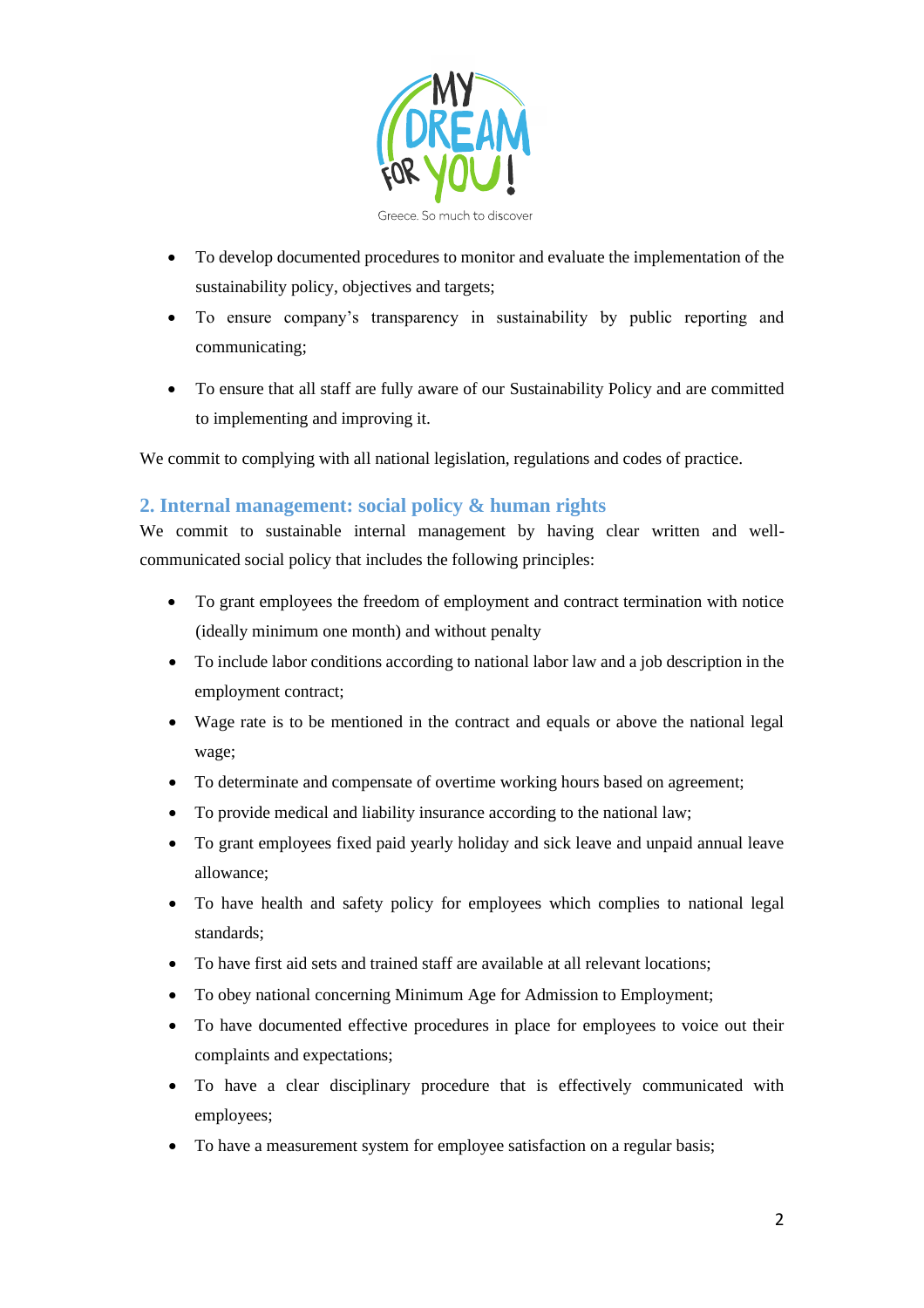- To develop documented procedures to monitor and evaluate the implementation of the sustainability policy, objectives and targets;
- To ensure company's transparency in sustainability by public reporting and communicating;
- To ensure that all staff are fully aware of our Sustainability Policy and are committed to implementing and improving it.

We commit to complying with all national legislation, regulations and codes of practice.

## 2. Internal management: social policy & human rights

We commit to sustainable internal management by having clear written and well-communicated social policy that includes the following principles:

- To grant employees the freedom of employment and contract termination with notice (ideally minimum one month) and without penalty
- To include labor conditions according to national labor law and a job description in the employment contract;
- Wage rate is to be mentioned in the contract and equals or above the national legal wage;
- To determinate and compensate of overtime working hours based on agreement;
- To provide medical and liability insurance according to the national law;
- To grant employees fixed paid yearly holiday and sick leave and unpaid annual leave allowance;
- To have health and safety policy for employees which complies to national legal standards;
- To have first aid sets and trained staff are available at all relevant locations;
- To obey national concerning Minimum Age for Admission to Employment;
- To have documented effective procedures in place for employees to voice out their complaints and expectations;
- To have a clear disciplinary procedure that is effectively communicated with employees;
- To have a measurement system for employee satisfaction on a regular basis;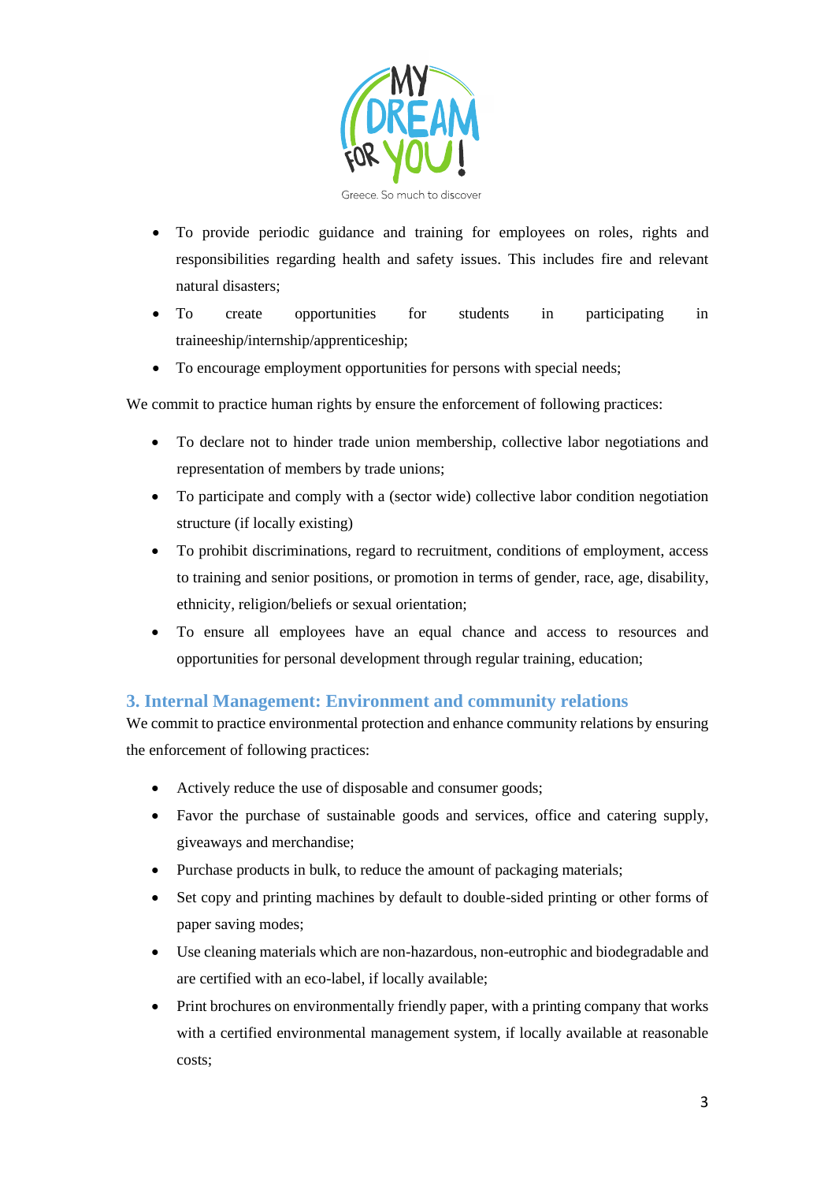- To provide periodic guidance and training for employees on roles, rights and responsibilities regarding health and safety issues. This includes fire and relevant natural disasters;
- To create opportunities for students in participating in traineeship/internship/apprenticeship;
- To encourage employment opportunities for persons with special needs;

We commit to practice human rights by ensure the enforcement of following practices:

- To declare not to hinder trade union membership, collective labor negotiations and representation of members by trade unions;
- To participate and comply with a (sector wide) collective labor condition negotiation structure (if locally existing)
- To prohibit discriminations, regard to recruitment, conditions of employment, access to training and senior positions, or promotion in terms of gender, race, age, disability, ethnicity, religion/beliefs or sexual orientation;
- To ensure all employees have an equal chance and access to resources and opportunities for personal development through regular training, education;

## 3. Internal Management: Environment and community relations

We commit to practice environmental protection and enhance community relations by ensuring the enforcement of following practices:

- Actively reduce the use of disposable and consumer goods;
- Favor the purchase of sustainable goods and services, office and catering supply, giveaways and merchandise;
- Purchase products in bulk, to reduce the amount of packaging materials;
- Set copy and printing machines by default to double-sided printing or other forms of paper saving modes;
- Use cleaning materials which are non-hazardous, non-eutrophic and biodegradable and are certified with an eco-label, if locally available;
- Print brochures on environmentally friendly paper, with a printing company that works with a certified environmental management system, if locally available at reasonable costs;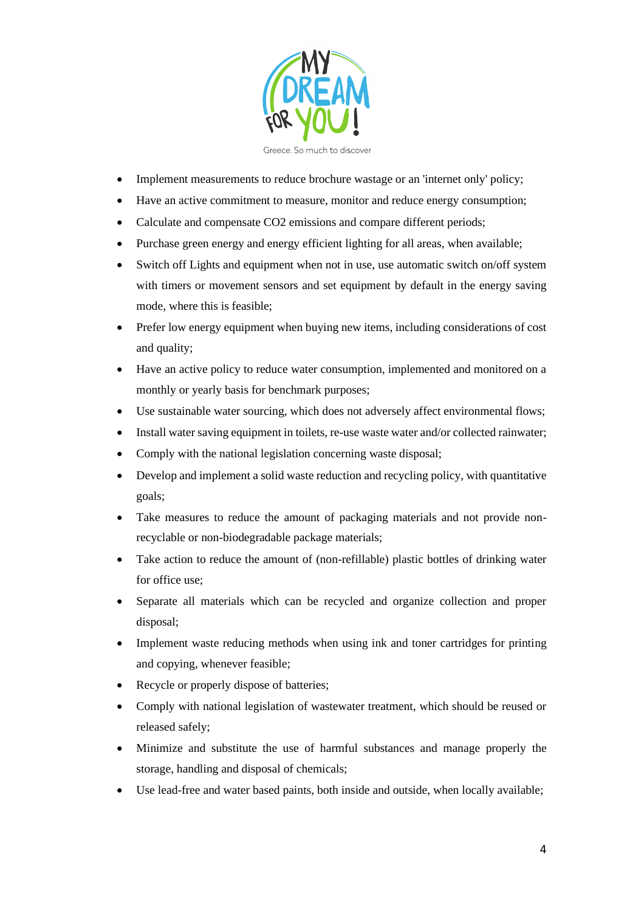- Implement measurements to reduce brochure wastage or an 'internet only' policy;
- Have an active commitment to measure, monitor and reduce energy consumption;
- Calculate and compensate $CO_2$ emissions and compare different periods;
- Purchase green energy and energy efficient lighting for all areas, when available;
- Switch off Lights and equipment when not in use, use automatic switch on/off system with timers or movement sensors and set equipment by default in the energy saving mode, where this is feasible;
- Prefer low energy equipment when buying new items, including considerations of cost and quality;
- Have an active policy to reduce water consumption, implemented and monitored on a monthly or yearly basis for benchmark purposes;
- Use sustainable water sourcing, which does not adversely affect environmental flows;
- Install water saving equipment in toilets, re-use waste water and/or collected rainwater;
- Comply with the national legislation concerning waste disposal;
- Develop and implement a solid waste reduction and recycling policy, with quantitative goals;
- Take measures to reduce the amount of packaging materials and not provide non-recyclable or non-biodegradable package materials;
- Take action to reduce the amount of (non-refillable) plastic bottles of drinking water for office use;
- Separate all materials which can be recycled and organize collection and proper disposal;
- Implement waste reducing methods when using ink and toner cartridges for printing and copying, whenever feasible;
- Recycle or properly dispose of batteries;
- Comply with national legislation of wastewater treatment, which should be reused or released safely;
- Minimize and substitute the use of harmful substances and manage properly the storage, handling and disposal of chemicals;
- Use lead-free and water based paints, both inside and outside, when locally available;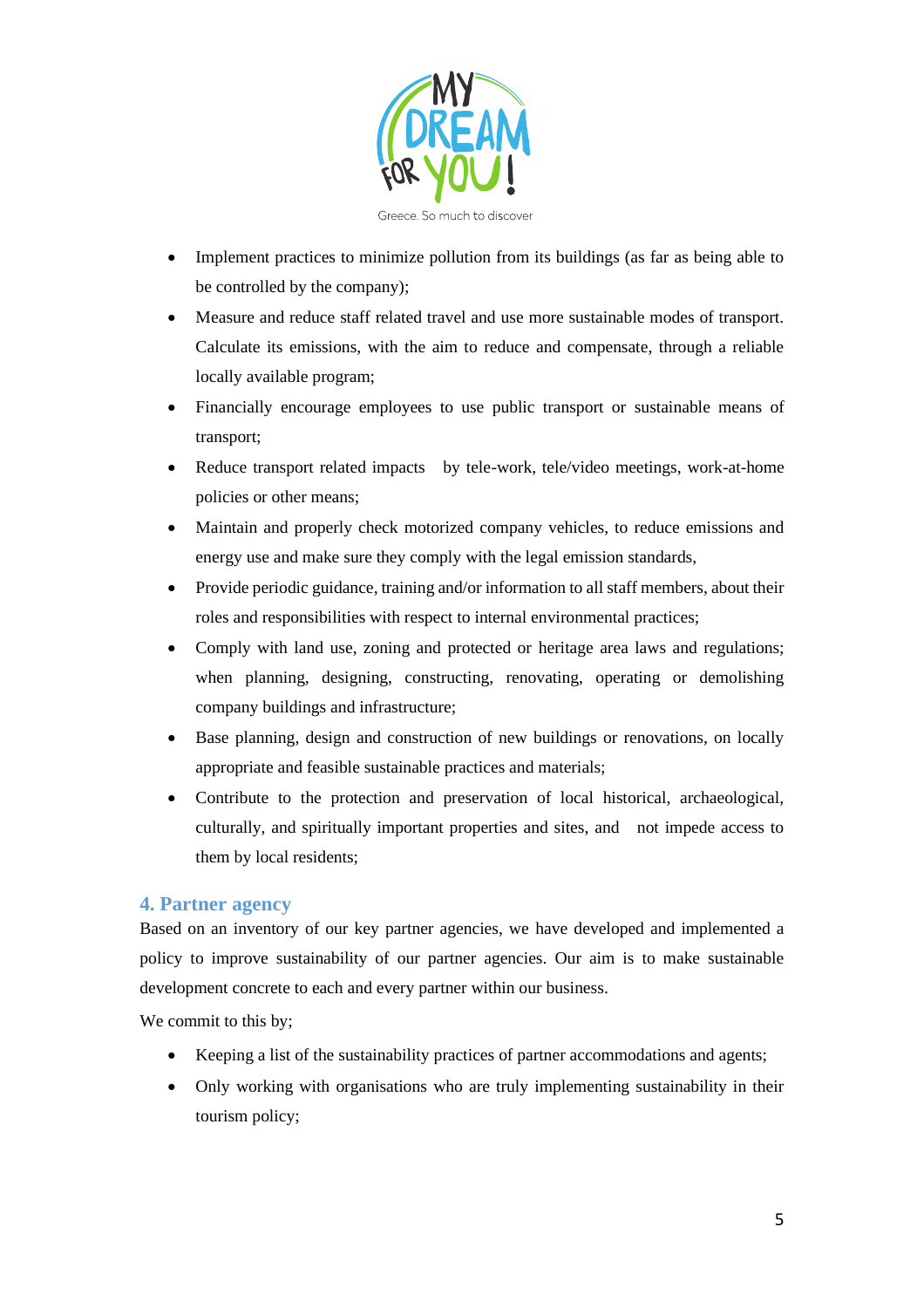- Implement practices to minimize pollution from its buildings (as far as being able to be controlled by the company);
- Measure and reduce staff related travel and use more sustainable modes of transport. Calculate its emissions, with the aim to reduce and compensate, through a reliable locally available program;
- Financially encourage employees to use public transport or sustainable means of transport;
- Reduce transport related impacts by tele-work, tele/video meetings, work-at-home policies or other means;
- Maintain and properly check motorized company vehicles, to reduce emissions and energy use and make sure they comply with the legal emission standards,
- Provide periodic guidance, training and/or information to all staff members, about their roles and responsibilities with respect to internal environmental practices;
- Comply with land use, zoning and protected or heritage area laws and regulations; when planning, designing, constructing, renovating, operating or demolishing company buildings and infrastructure;
- Base planning, design and construction of new buildings or renovations, on locally appropriate and feasible sustainable practices and materials;
- Contribute to the protection and preservation of local historical, archaeological, culturally, and spiritually important properties and sites, and not impede access to them by local residents;

## 4. Partner agency

Based on an inventory of our key partner agencies, we have developed and implemented a policy to improve sustainability of our partner agencies. Our aim is to make sustainable development concrete to each and every partner within our business.

We commit to this by;

- Keeping a list of the sustainability practices of partner accommodations and agents;
- Only working with organisations who are truly implementing sustainability in their tourism policy;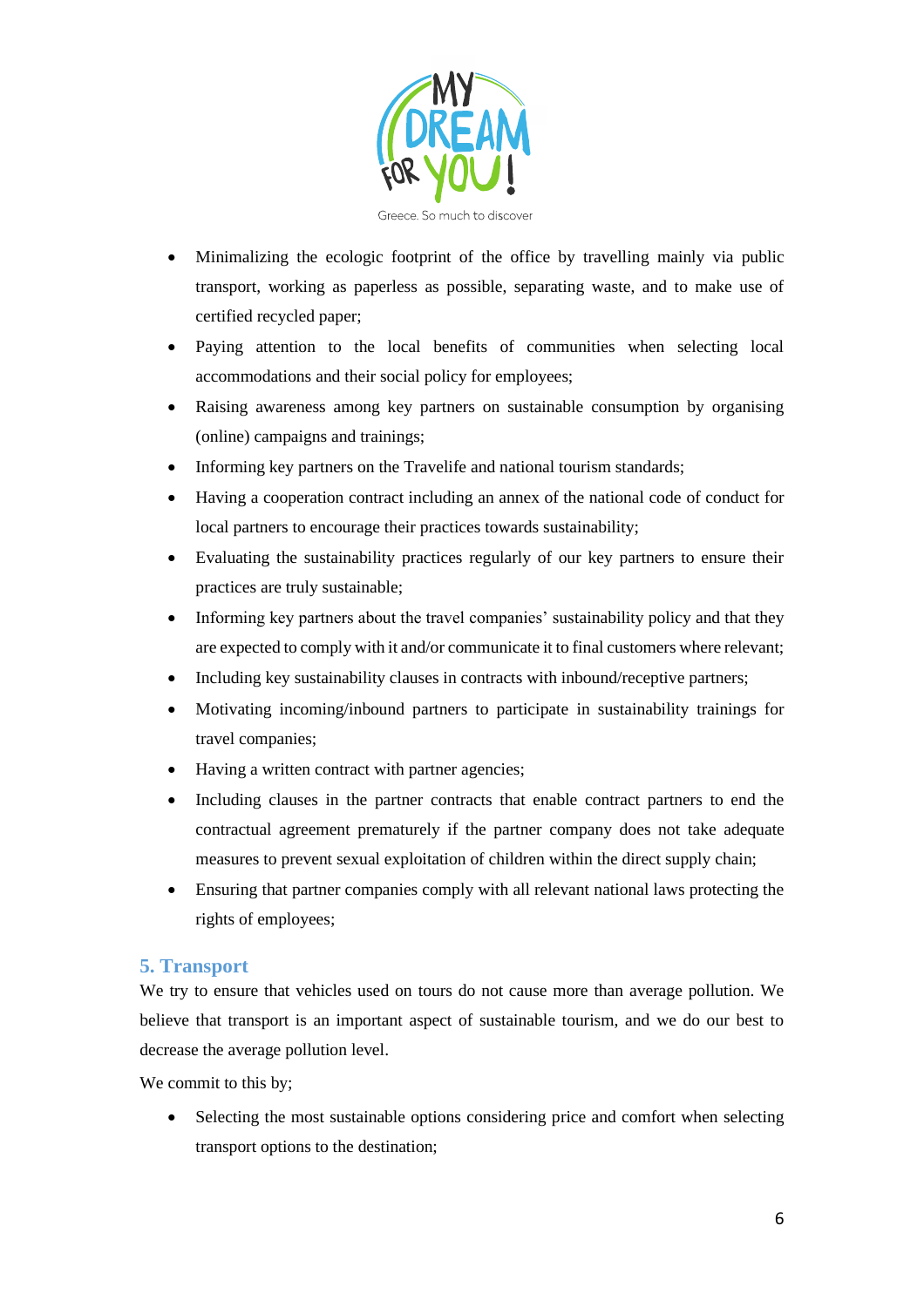- Minimalizing the ecologic footprint of the office by travelling mainly via public transport, working as paperless as possible, separating waste, and to make use of certified recycled paper;
- Paying attention to the local benefits of communities when selecting local accommodations and their social policy for employees;
- Raising awareness among key partners on sustainable consumption by organising (online) campaigns and trainings;
- Informing key partners on the Travelife and national tourism standards;
- Having a cooperation contract including an annex of the national code of conduct for local partners to encourage their practices towards sustainability;
- Evaluating the sustainability practices regularly of our key partners to ensure their practices are truly sustainable;
- Informing key partners about the travel companies' sustainability policy and that they are expected to comply with it and/or communicate it to final customers where relevant;
- Including key sustainability clauses in contracts with inbound/receptive partners;
- Motivating incoming/inbound partners to participate in sustainability trainings for travel companies;
- Having a written contract with partner agencies;
- Including clauses in the partner contracts that enable contract partners to end the contractual agreement prematurely if the partner company does not take adequate measures to prevent sexual exploitation of children within the direct supply chain;
- Ensuring that partner companies comply with all relevant national laws protecting the rights of employees;

## 5. Transport

We try to ensure that vehicles used on tours do not cause more than average pollution. We believe that transport is an important aspect of sustainable tourism, and we do our best to decrease the average pollution level.

We commit to this by;

- Selecting the most sustainable options considering price and comfort when selecting transport options to the destination;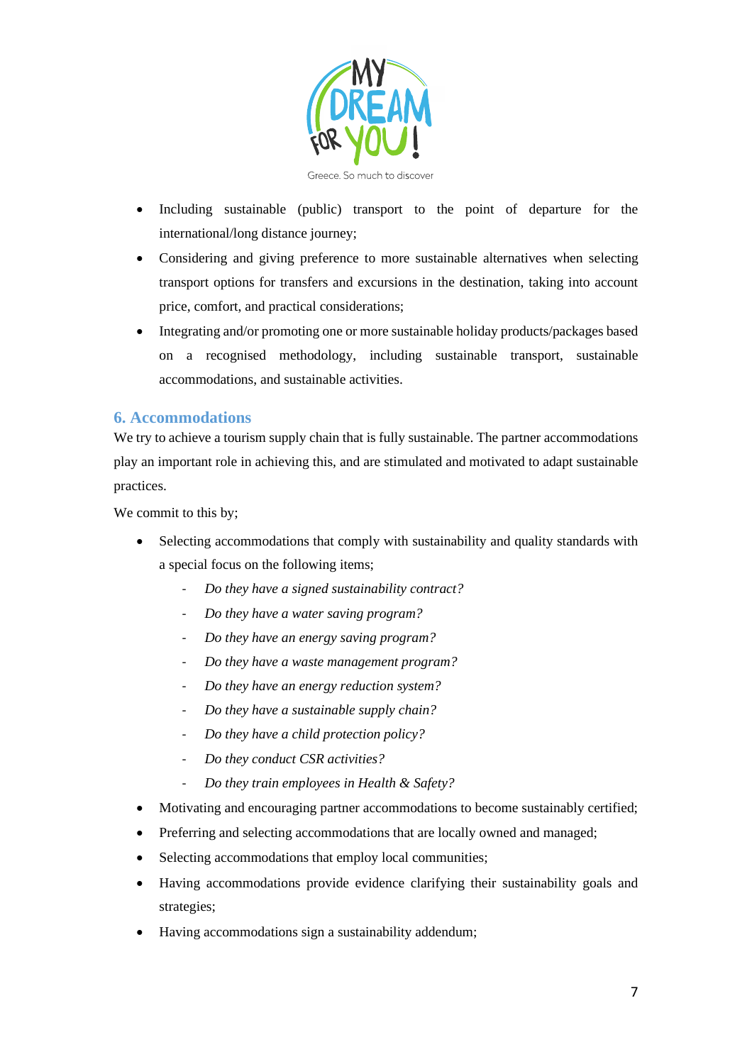- Including sustainable (public) transport to the point of departure for the international/long distance journey;
- Considering and giving preference to more sustainable alternatives when selecting transport options for transfers and excursions in the destination, taking into account price, comfort, and practical considerations;
- Integrating and/or promoting one or more sustainable holiday products/packages based on a recognised methodology, including sustainable transport, sustainable accommodations, and sustainable activities.

## 6. Accommodations

We try to achieve a tourism supply chain that is fully sustainable. The partner accommodations play an important role in achieving this, and are stimulated and motivated to adapt sustainable practices.

We commit to this by;

- Selecting accommodations that comply with sustainability and quality standards with a special focus on the following items;
  - *Do they have a signed sustainability contract?*
  - *Do they have a water saving program?*
  - *Do they have an energy saving program?*
  - *Do they have a waste management program?*
  - *Do they have an energy reduction system?*
  - *Do they have a sustainable supply chain?*
  - *Do they have a child protection policy?*
  - *Do they conduct CSR activities?*
  - *Do they train employees in Health & Safety?*
- Motivating and encouraging partner accommodations to become sustainably certified;
- Preferring and selecting accommodations that are locally owned and managed;
- Selecting accommodations that employ local communities;
- Having accommodations provide evidence clarifying their sustainability goals and strategies;
- Having accommodations sign a sustainability addendum;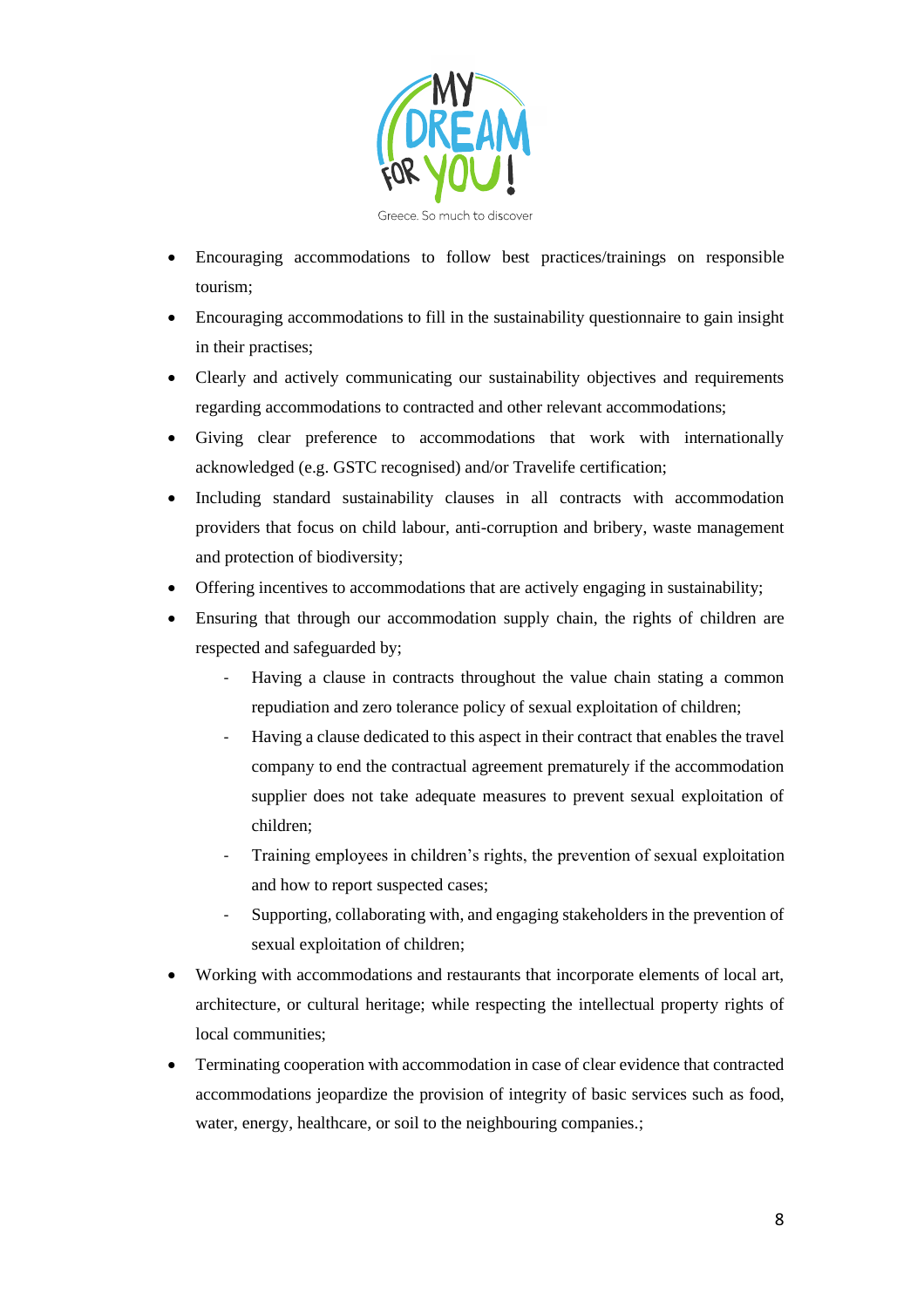- Encouraging accommodations to follow best practices/trainings on responsible tourism;
- Encouraging accommodations to fill in the sustainability questionnaire to gain insight in their practises;
- Clearly and actively communicating our sustainability objectives and requirements regarding accommodations to contracted and other relevant accommodations;
- Giving clear preference to accommodations that work with internationally acknowledged (e.g. GSTC recognised) and/or Travelife certification;
- Including standard sustainability clauses in all contracts with accommodation providers that focus on child labour, anti-corruption and bribery, waste management and protection of biodiversity;
- Offering incentives to accommodations that are actively engaging in sustainability;
- Ensuring that through our accommodation supply chain, the rights of children are respected and safeguarded by;
  - Having a clause in contracts throughout the value chain stating a common repudiation and zero tolerance policy of sexual exploitation of children;
  - Having a clause dedicated to this aspect in their contract that enables the travel company to end the contractual agreement prematurely if the accommodation supplier does not take adequate measures to prevent sexual exploitation of children;
  - Training employees in children's rights, the prevention of sexual exploitation and how to report suspected cases;
  - Supporting, collaborating with, and engaging stakeholders in the prevention of sexual exploitation of children;
- Working with accommodations and restaurants that incorporate elements of local art, architecture, or cultural heritage; while respecting the intellectual property rights of local communities;
- Terminating cooperation with accommodation in case of clear evidence that contracted accommodations jeopardize the provision of integrity of basic services such as food, water, energy, healthcare, or soil to the neighbouring companies.;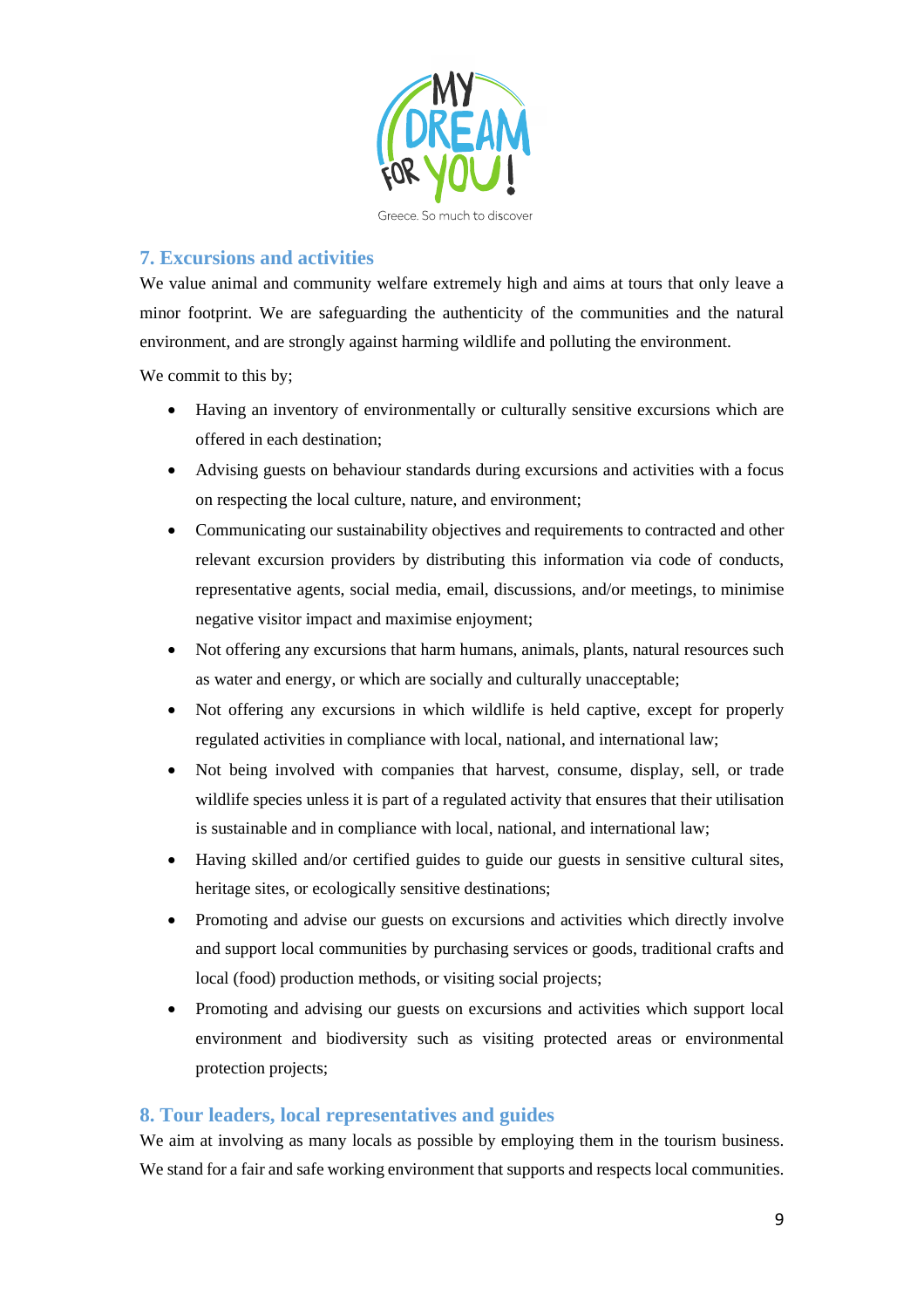## 7. Excursions and activities

We value animal and community welfare extremely high and aims at tours that only leave a minor footprint. We are safeguarding the authenticity of the communities and the natural environment, and are strongly against harming wildlife and polluting the environment.

We commit to this by;

- Having an inventory of environmentally or culturally sensitive excursions which are offered in each destination;
- Advising guests on behaviour standards during excursions and activities with a focus on respecting the local culture, nature, and environment;
- Communicating our sustainability objectives and requirements to contracted and other relevant excursion providers by distributing this information via code of conducts, representative agents, social media, email, discussions, and/or meetings, to minimise negative visitor impact and maximise enjoyment;
- Not offering any excursions that harm humans, animals, plants, natural resources such as water and energy, or which are socially and culturally unacceptable;
- Not offering any excursions in which wildlife is held captive, except for properly regulated activities in compliance with local, national, and international law;
- Not being involved with companies that harvest, consume, display, sell, or trade wildlife species unless it is part of a regulated activity that ensures that their utilisation is sustainable and in compliance with local, national, and international law;
- Having skilled and/or certified guides to guide our guests in sensitive cultural sites, heritage sites, or ecologically sensitive destinations;
- Promoting and advise our guests on excursions and activities which directly involve and support local communities by purchasing services or goods, traditional crafts and local (food) production methods, or visiting social projects;
- Promoting and advising our guests on excursions and activities which support local environment and biodiversity such as visiting protected areas or environmental protection projects;

## 8. Tour leaders, local representatives and guides

We aim at involving as many locals as possible by employing them in the tourism business. We stand for a fair and safe working environment that supports and respects local communities.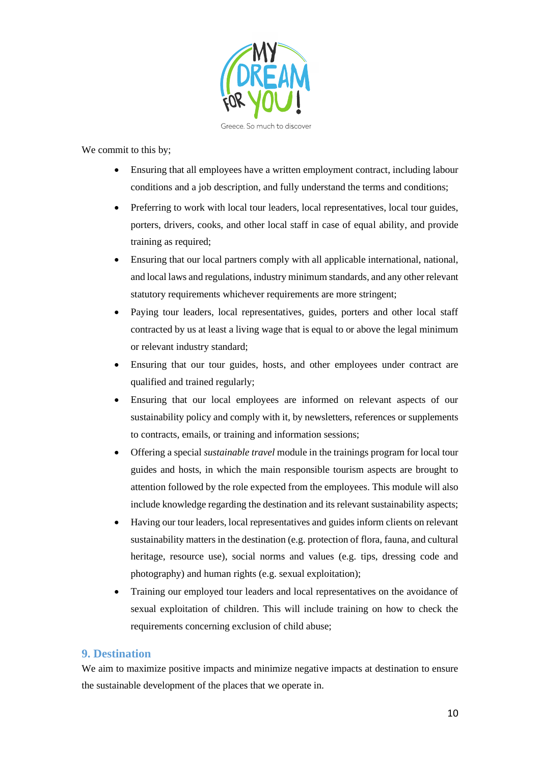We commit to this by;

- Ensuring that all employees have a written employment contract, including labour conditions and a job description, and fully understand the terms and conditions;
- Preferring to work with local tour leaders, local representatives, local tour guides, porters, drivers, cooks, and other local staff in case of equal ability, and provide training as required;
- Ensuring that our local partners comply with all applicable international, national, and local laws and regulations, industry minimum standards, and any other relevant statutory requirements whichever requirements are more stringent;
- Paying tour leaders, local representatives, guides, porters and other local staff contracted by us at least a living wage that is equal to or above the legal minimum or relevant industry standard;
- Ensuring that our tour guides, hosts, and other employees under contract are qualified and trained regularly;
- Ensuring that our local employees are informed on relevant aspects of our sustainability policy and comply with it, by newsletters, references or supplements to contracts, emails, or training and information sessions;
- Offering a special *sustainable travel* module in the trainings program for local tour guides and hosts, in which the main responsible tourism aspects are brought to attention followed by the role expected from the employees. This module will also include knowledge regarding the destination and its relevant sustainability aspects;
- Having our tour leaders, local representatives and guides inform clients on relevant sustainability matters in the destination (e.g. protection of flora, fauna, and cultural heritage, resource use), social norms and values (e.g. tips, dressing code and photography) and human rights (e.g. sexual exploitation);
- Training our employed tour leaders and local representatives on the avoidance of sexual exploitation of children. This will include training on how to check the requirements concerning exclusion of child abuse;

## 9. Destination

We aim to maximize positive impacts and minimize negative impacts at destination to ensure the sustainable development of the places that we operate in.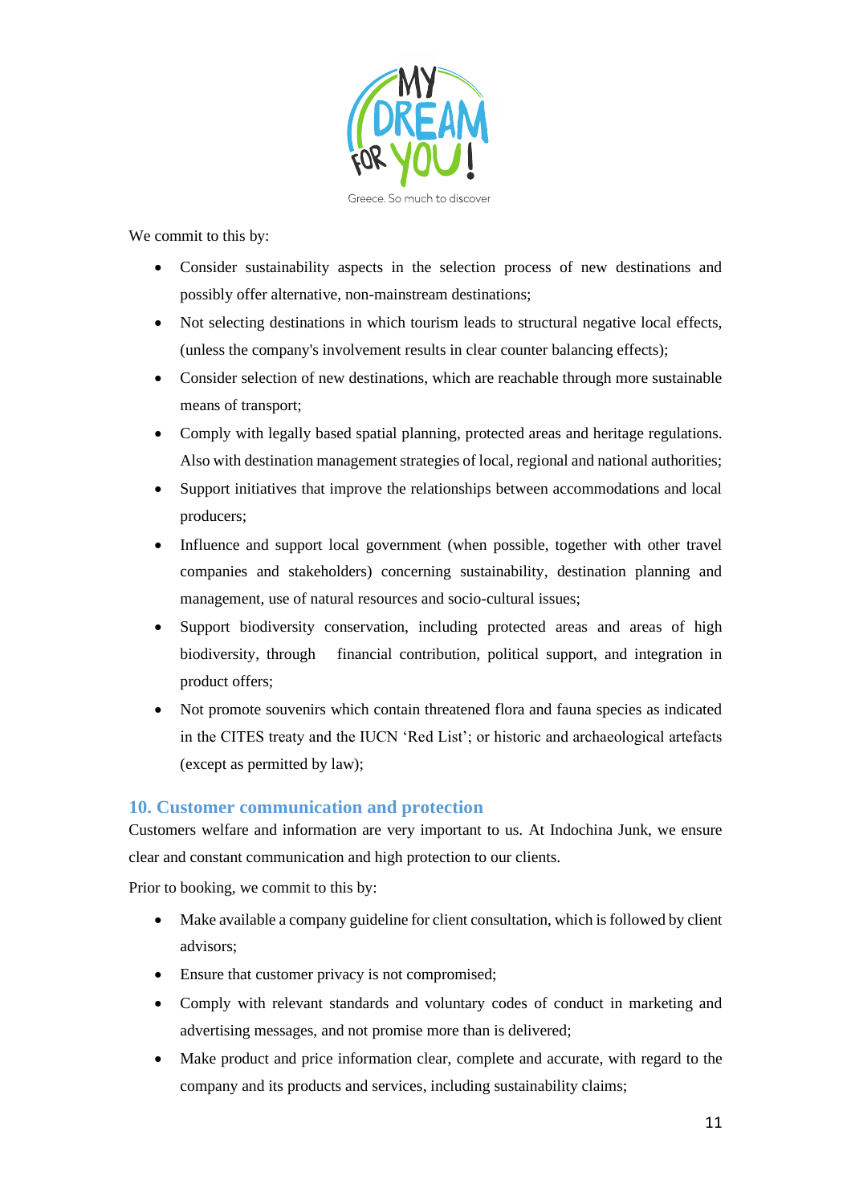We commit to this by:

- Consider sustainability aspects in the selection process of new destinations and possibly offer alternative, non-mainstream destinations;
- Not selecting destinations in which tourism leads to structural negative local effects, (unless the company's involvement results in clear counter balancing effects);
- Consider selection of new destinations, which are reachable through more sustainable means of transport;
- Comply with legally based spatial planning, protected areas and heritage regulations. Also with destination management strategies of local, regional and national authorities;
- Support initiatives that improve the relationships between accommodations and local producers;
- Influence and support local government (when possible, together with other travel companies and stakeholders) concerning sustainability, destination planning and management, use of natural resources and socio-cultural issues;
- Support biodiversity conservation, including protected areas and areas of high biodiversity, through financial contribution, political support, and integration in product offers;
- Not promote souvenirs which contain threatened flora and fauna species as indicated in the CITES treaty and the IUCN 'Red List'; or historic and archaeological artefacts (except as permitted by law);

## 10. Customer communication and protection

Customers welfare and information are very important to us. At Indochina Junk, we ensure clear and constant communication and high protection to our clients.

Prior to booking, we commit to this by:

- Make available a company guideline for client consultation, which is followed by client advisors;
- Ensure that customer privacy is not compromised;
- Comply with relevant standards and voluntary codes of conduct in marketing and advertising messages, and not promise more than is delivered;
- Make product and price information clear, complete and accurate, with regard to the company and its products and services, including sustainability claims;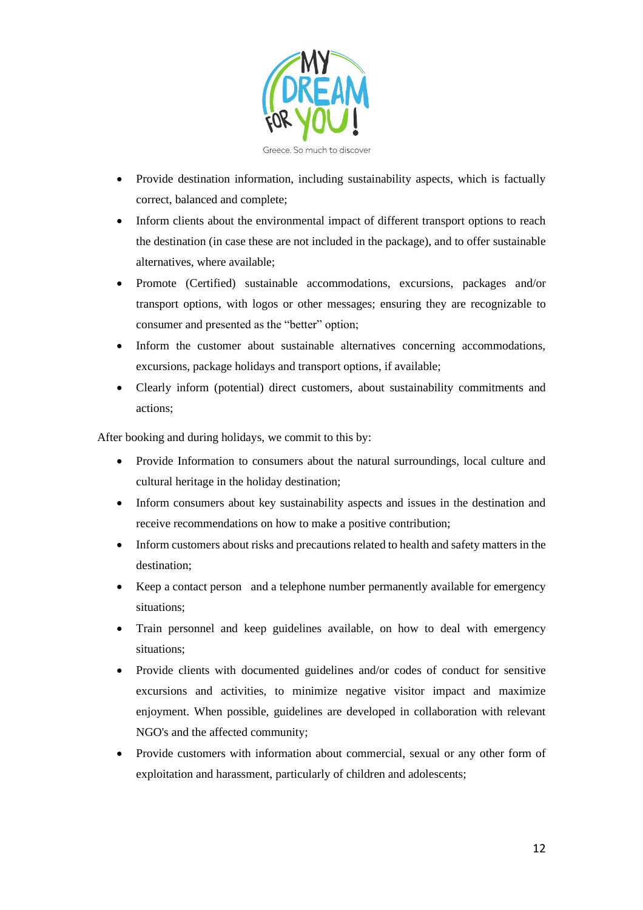- Provide destination information, including sustainability aspects, which is factually correct, balanced and complete;
- Inform clients about the environmental impact of different transport options to reach the destination (in case these are not included in the package), and to offer sustainable alternatives, where available;
- Promote (Certified) sustainable accommodations, excursions, packages and/or transport options, with logos or other messages; ensuring they are recognizable to consumer and presented as the "better" option;
- Inform the customer about sustainable alternatives concerning accommodations, excursions, package holidays and transport options, if available;
- Clearly inform (potential) direct customers, about sustainability commitments and actions;

After booking and during holidays, we commit to this by:

- Provide Information to consumers about the natural surroundings, local culture and cultural heritage in the holiday destination;
- Inform consumers about key sustainability aspects and issues in the destination and receive recommendations on how to make a positive contribution;
- Inform customers about risks and precautions related to health and safety matters in the destination;
- Keep a contact person and a telephone number permanently available for emergency situations;
- Train personnel and keep guidelines available, on how to deal with emergency situations;
- Provide clients with documented guidelines and/or codes of conduct for sensitive excursions and activities, to minimize negative visitor impact and maximize enjoyment. When possible, guidelines are developed in collaboration with relevant NGO's and the affected community;
- Provide customers with information about commercial, sexual or any other form of exploitation and harassment, particularly of children and adolescents;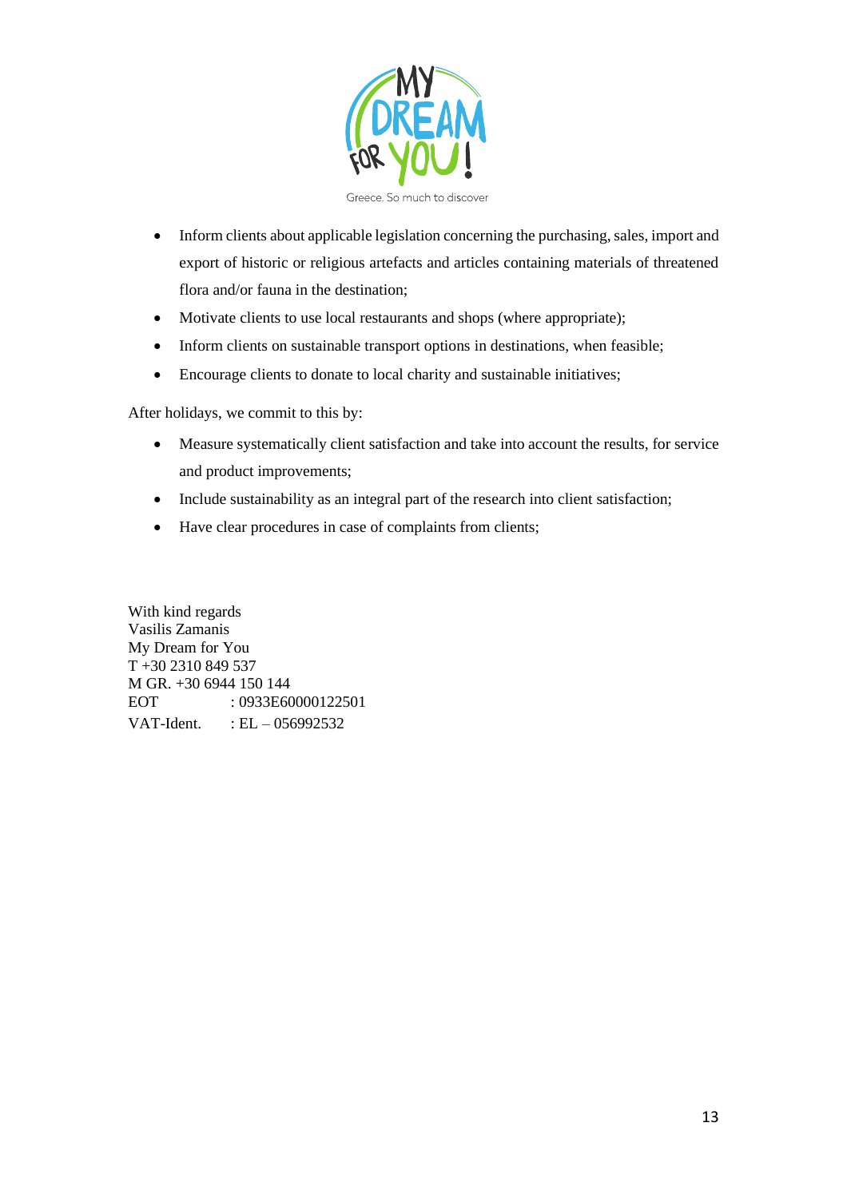- Inform clients about applicable legislation concerning the purchasing, sales, import and export of historic or religious artefacts and articles containing materials of threatened flora and/or fauna in the destination;
- Motivate clients to use local restaurants and shops (where appropriate);
- Inform clients on sustainable transport options in destinations, when feasible;
- Encourage clients to donate to local charity and sustainable initiatives;

After holidays, we commit to this by:

- Measure systematically client satisfaction and take into account the results, for service and product improvements;
- Include sustainability as an integral part of the research into client satisfaction;
- Have clear procedures in case of complaints from clients;

With kind regards
Vasilis Zamanis
My Dream for You
T +30 2310 849 537
M GR. +30 6944 150 144
EOT : 0933E60000122501
VAT-Ident. : EL – 056992532